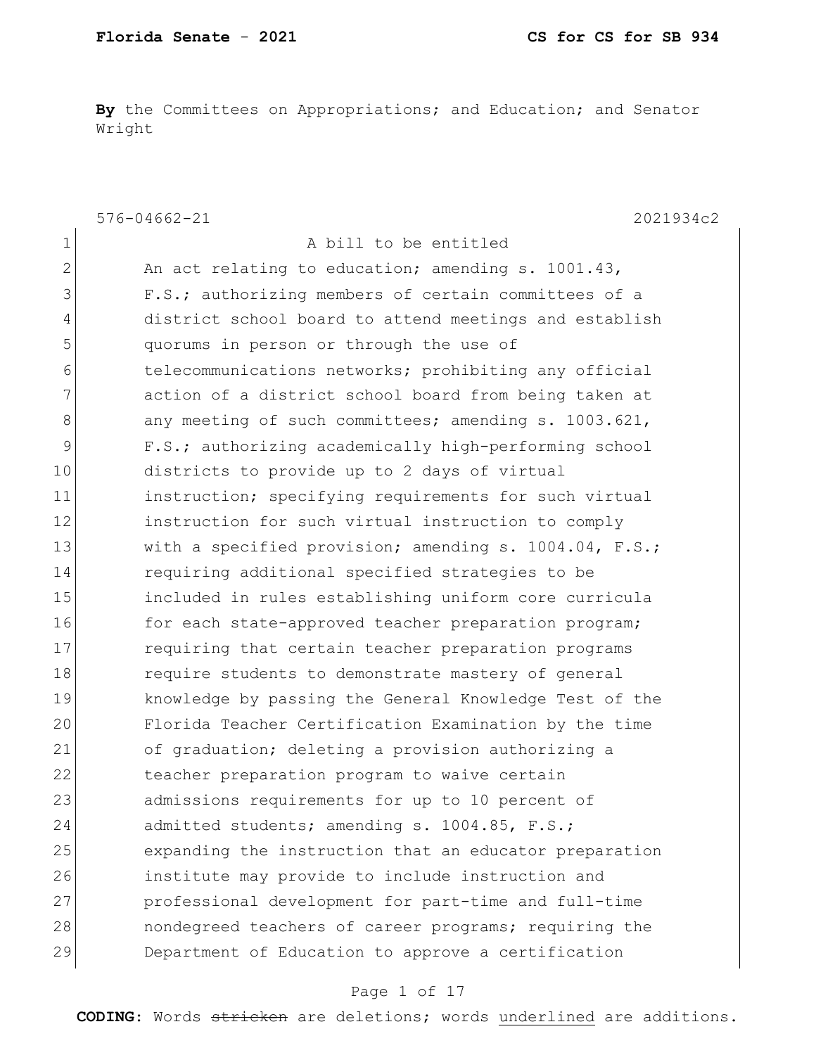**By** the Committees on Appropriations; and Education; and Senator Wright

576-04662-21 2021934c2

A bill to be entitled

An act relating to education; amending s. 1001.43, F.S.; authorizing members of certain committees of a district school board to attend meetings and establish quorums in person or through the use of telecommunications networks; prohibiting any official action of a district school board from being taken at any meeting of such committees; amending s. 1003.621, F.S.; authorizing academically high-performing school districts to provide up to 2 days of virtual instruction; specifying requirements for such virtual instruction for such virtual instruction to comply with a specified provision; amending s. 1004.04, F.S.; requiring additional specified strategies to be included in rules establishing uniform core curricula for each state-approved teacher preparation program; requiring that certain teacher preparation programs require students to demonstrate mastery of general knowledge by passing the General Knowledge Test of the Florida Teacher Certification Examination by the time of graduation; deleting a provision authorizing a teacher preparation program to waive certain admissions requirements for up to 10 percent of admitted students; amending s. 1004.85, F.S.; expanding the instruction that an educator preparation institute may provide to include instruction and professional development for part-time and full-time nondegreed teachers of career programs; requiring the Department of Education to approve a certification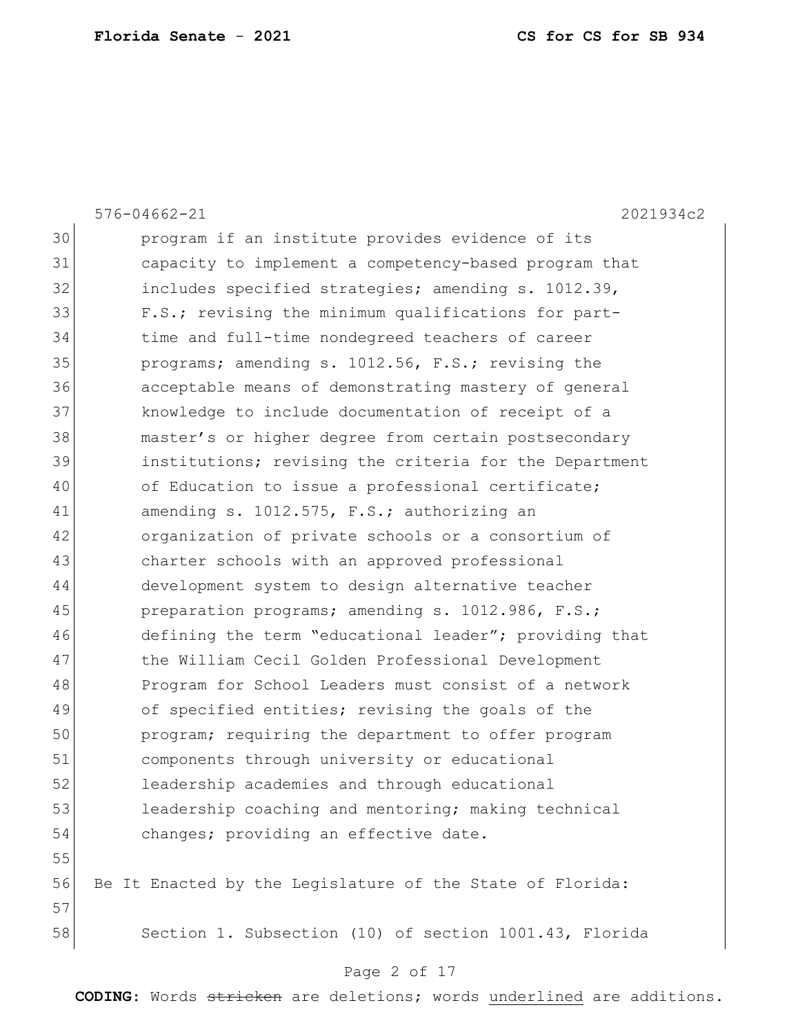program if an institute provides evidence of its capacity to implement a competency-based program that includes specified strategies; amending s. 1012.39, F.S.; revising the minimum qualifications for part-time and full-time nondegreed teachers of career programs; amending s. 1012.56, F.S.; revising the acceptable means of demonstrating mastery of general knowledge to include documentation of receipt of a master's or higher degree from certain postsecondary institutions; revising the criteria for the Department of Education to issue a professional certificate; amending s. 1012.575, F.S.; authorizing an organization of private schools or a consortium of charter schools with an approved professional development system to design alternative teacher preparation programs; amending s. 1012.986, F.S.; defining the term "educational leader"; providing that the William Cecil Golden Professional Development Program for School Leaders must consist of a network of specified entities; revising the goals of the program; requiring the department to offer program components through university or educational leadership academies and through educational leadership coaching and mentoring; making technical changes; providing an effective date.

Be It Enacted by the Legislature of the State of Florida:

Section 1. Subsection (10) of section 1001.43, Florida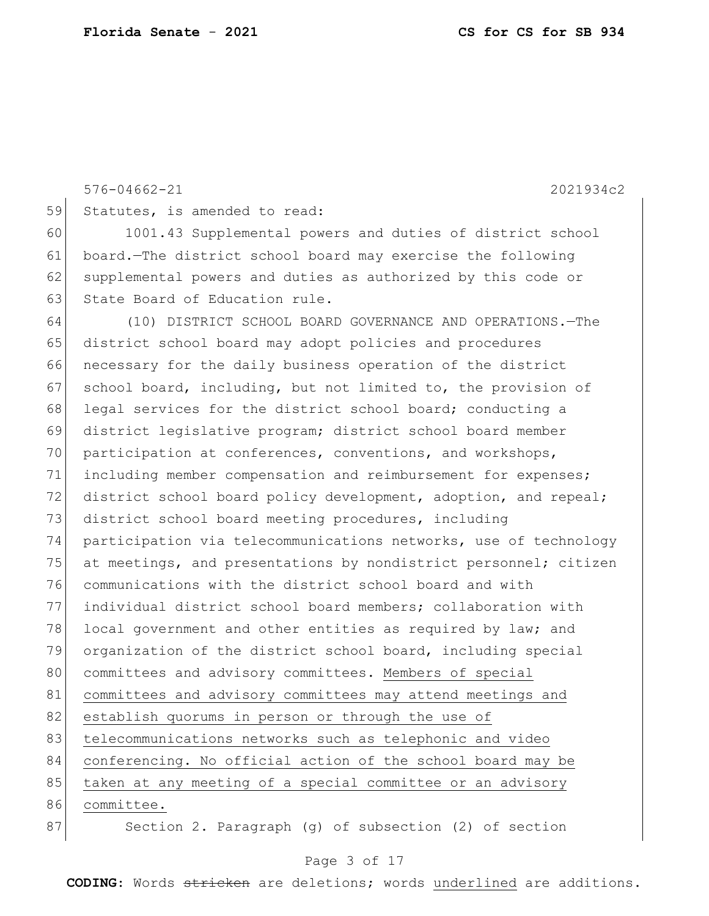Statutes, is amended to read:

1001.43 Supplemental powers and duties of district school board.—The district school board may exercise the following supplemental powers and duties as authorized by this code or State Board of Education rule.

(10) DISTRICT SCHOOL BOARD GOVERNANCE AND OPERATIONS.—The district school board may adopt policies and procedures necessary for the daily business operation of the district school board, including, but not limited to, the provision of legal services for the district school board; conducting a district legislative program; district school board member participation at conferences, conventions, and workshops, including member compensation and reimbursement for expenses; district school board policy development, adoption, and repeal; district school board meeting procedures, including participation via telecommunications networks, use of technology at meetings, and presentations by nondistrict personnel; citizen communications with the district school board and with individual district school board members; collaboration with local government and other entities as required by law; and organization of the district school board, including special committees and advisory committees. <u>Members of special committees and advisory committees may attend meetings and establish quorums in person or through the use of telecommunications networks such as telephonic and video conferencing. No official action of the school board may be taken at any meeting of a special committee or an advisory committee.</u>

Section 2. Paragraph (g) of subsection (2) of section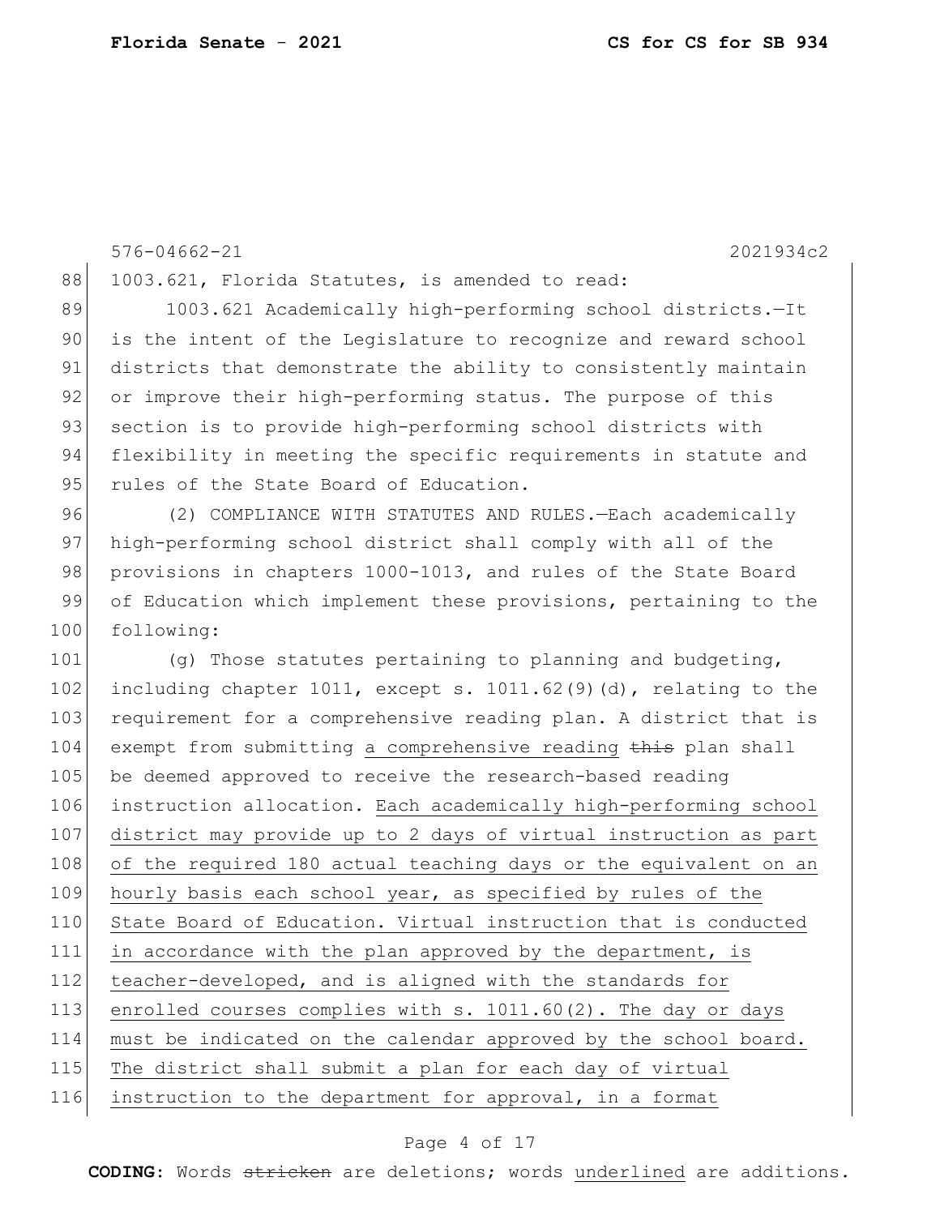576-04662-21 2021934c2

1003.621, Florida Statutes, is amended to read:

1003.621 Academically high-performing school districts.—It is the intent of the Legislature to recognize and reward school districts that demonstrate the ability to consistently maintain or improve their high-performing status. The purpose of this section is to provide high-performing school districts with flexibility in meeting the specific requirements in statute and rules of the State Board of Education.

(2) COMPLIANCE WITH STATUTES AND RULES.—Each academically high-performing school district shall comply with all of the provisions in chapters 1000-1013, and rules of the State Board of Education which implement these provisions, pertaining to the following:

(g) Those statutes pertaining to planning and budgeting, including chapter 1011, except s. 1011.62(9)(d), relating to the requirement for a comprehensive reading plan. A district that is exempt from submitting <u>a comprehensive reading</u> ~~this~~ plan shall be deemed approved to receive the research-based reading instruction allocation. <u>Each academically high-performing school district may provide up to 2 days of virtual instruction as part of the required 180 actual teaching days or the equivalent on an hourly basis each school year, as specified by rules of the State Board of Education. Virtual instruction that is conducted in accordance with the plan approved by the department, is teacher-developed, and is aligned with the standards for enrolled courses complies with s. 1011.60(2). The day or days must be indicated on the calendar approved by the school board. The district shall submit a plan for each day of virtual instruction to the department for approval, in a format</u>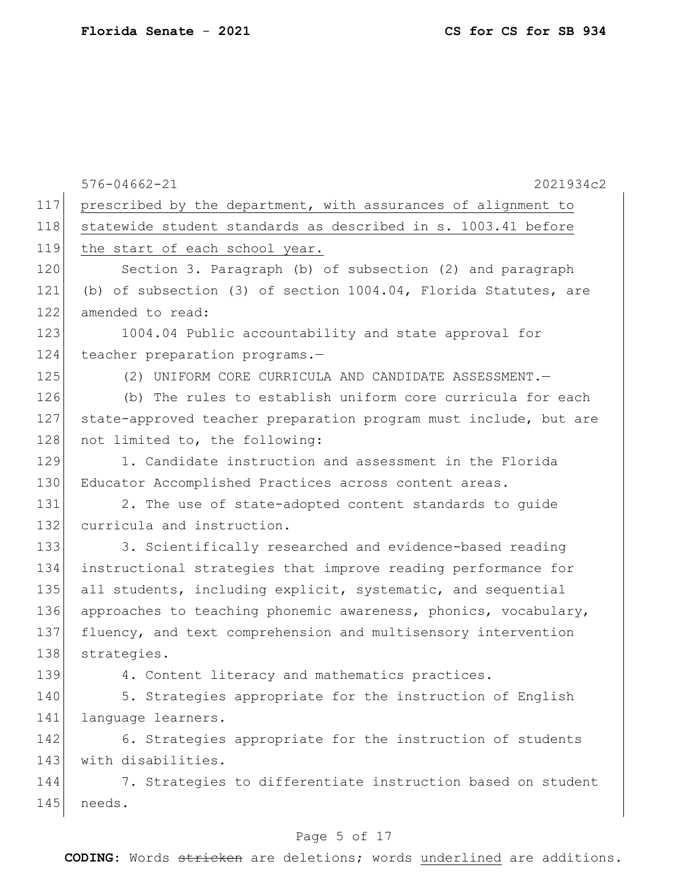prescribed by the department, with assurances of alignment to statewide student standards as described in s. 1003.41 before the start of each school year.

Section 3. Paragraph (b) of subsection (2) and paragraph (b) of subsection (3) of section 1004.04, Florida Statutes, are amended to read:

1004.04 Public accountability and state approval for teacher preparation programs.—

(2) UNIFORM CORE CURRICULA AND CANDIDATE ASSESSMENT.—

(b) The rules to establish uniform core curricula for each state-approved teacher preparation program must include, but are not limited to, the following:

1. Candidate instruction and assessment in the Florida Educator Accomplished Practices across content areas.

2. The use of state-adopted content standards to guide curricula and instruction.

3. Scientifically researched and evidence-based reading instructional strategies that improve reading performance for all students, including explicit, systematic, and sequential approaches to teaching phonemic awareness, phonics, vocabulary, fluency, and text comprehension and multisensory intervention strategies.

4. Content literacy and mathematics practices.

5. Strategies appropriate for the instruction of English language learners.

6. Strategies appropriate for the instruction of students with disabilities.

7. Strategies to differentiate instruction based on student needs.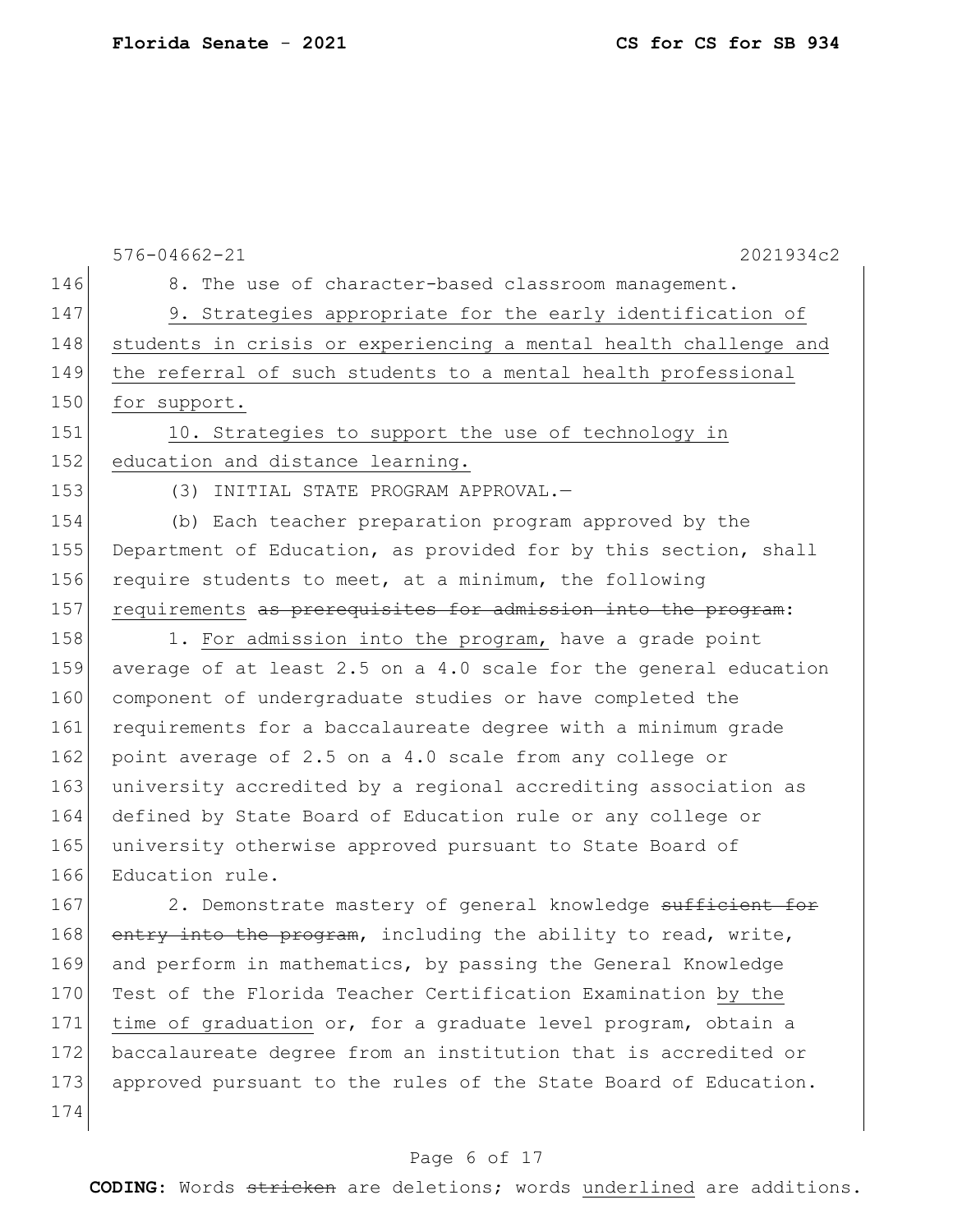576-04662-21 2021934c2

8. The use of character-based classroom management.

<u>9. Strategies appropriate for the early identification of students in crisis or experiencing a mental health challenge and the referral of such students to a mental health professional for support.</u>

<u>10. Strategies to support the use of technology in education and distance learning.</u>

(3) INITIAL STATE PROGRAM APPROVAL.—

(b) Each teacher preparation program approved by the Department of Education, as provided for by this section, shall require students to meet, at a minimum, the following requirements ~~as prerequisites for admission into the program~~:

1. <u>For admission into the program,</u> have a grade point average of at least 2.5 on a 4.0 scale for the general education component of undergraduate studies or have completed the requirements for a baccalaureate degree with a minimum grade point average of 2.5 on a 4.0 scale from any college or university accredited by a regional accrediting association as defined by State Board of Education rule or any college or university otherwise approved pursuant to State Board of Education rule.

2. Demonstrate mastery of general knowledge ~~sufficient for entry into the program~~, including the ability to read, write, and perform in mathematics, by passing the General Knowledge Test of the Florida Teacher Certification Examination <u>by the time of graduation</u> or, for a graduate level program, obtain a baccalaureate degree from an institution that is accredited or approved pursuant to the rules of the State Board of Education.

**CODING:** Words ~~stricken~~ are deletions; words <u>underlined</u> are additions.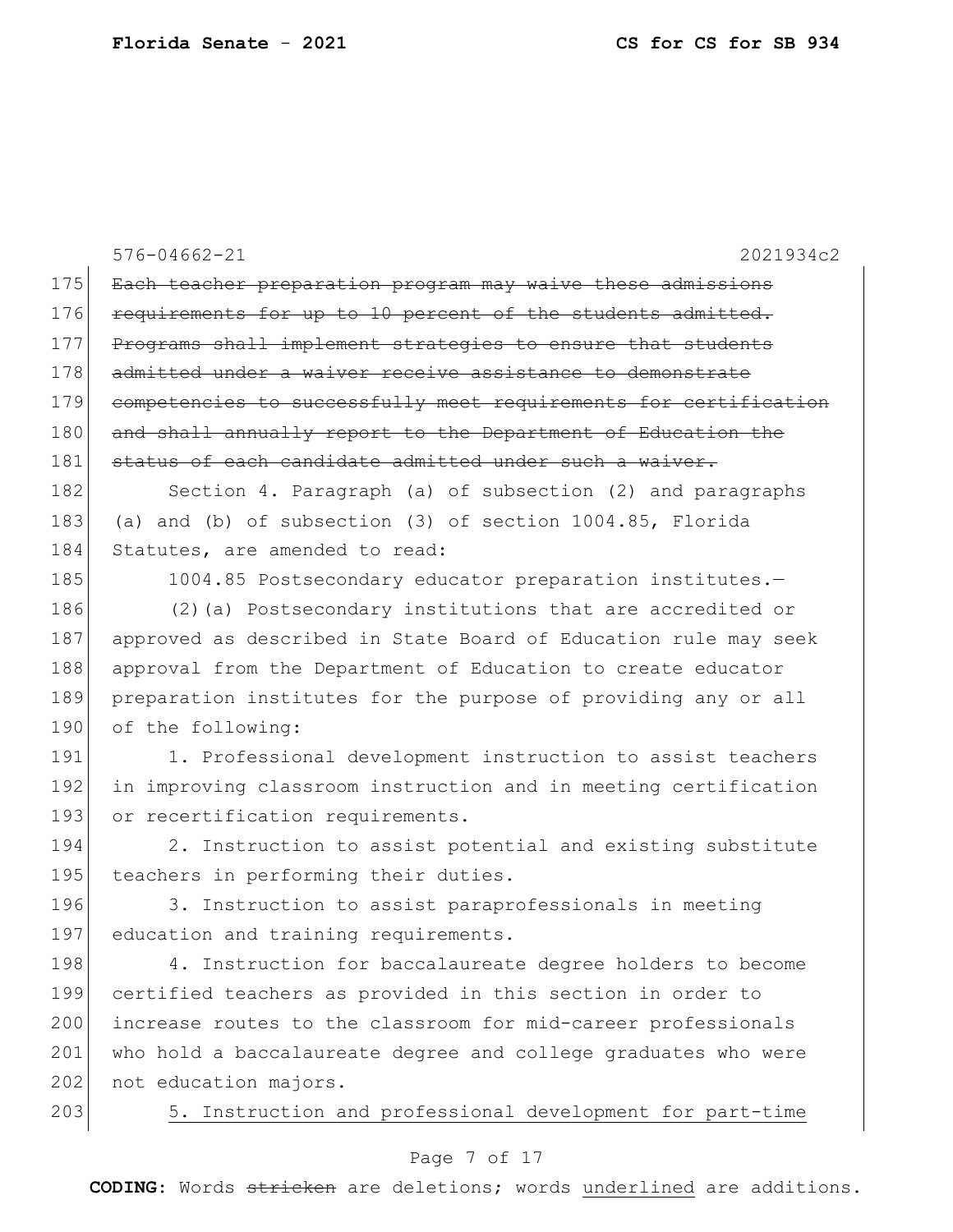576-04662-21 2021934c2

~~Each teacher preparation program may waive these admissions requirements for up to 10 percent of the students admitted. Programs shall implement strategies to ensure that students admitted under a waiver receive assistance to demonstrate competencies to successfully meet requirements for certification and shall annually report to the Department of Education the status of each candidate admitted under such a waiver.~~

Section 4. Paragraph (a) of subsection (2) and paragraphs (a) and (b) of subsection (3) of section 1004.85, Florida Statutes, are amended to read:

1004.85 Postsecondary educator preparation institutes.—

(2)(a) Postsecondary institutions that are accredited or approved as described in State Board of Education rule may seek approval from the Department of Education to create educator preparation institutes for the purpose of providing any or all of the following:

1. Professional development instruction to assist teachers in improving classroom instruction and in meeting certification or recertification requirements.

2. Instruction to assist potential and existing substitute teachers in performing their duties.

3. Instruction to assist paraprofessionals in meeting education and training requirements.

4. Instruction for baccalaureate degree holders to become certified teachers as provided in this section in order to increase routes to the classroom for mid-career professionals who hold a baccalaureate degree and college graduates who were not education majors.

<u>5. Instruction and professional development for part-time</u>

**CODING:** Words ~~stricken~~ are deletions; words <u>underlined</u> are additions.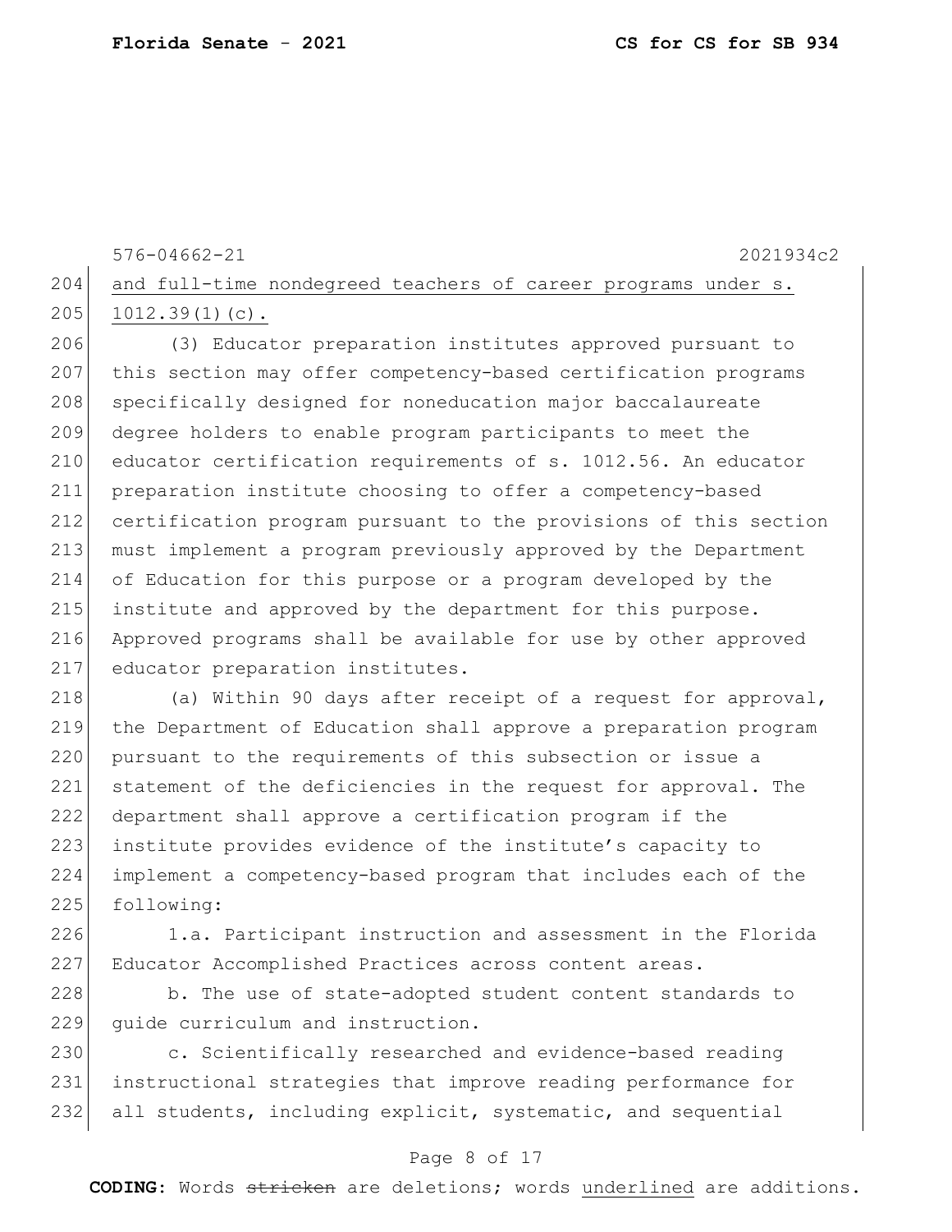and full-time nondegreed teachers of career programs under s. 1012.39(1)(c).

(3) Educator preparation institutes approved pursuant to this section may offer competency-based certification programs specifically designed for noneducation major baccalaureate degree holders to enable program participants to meet the educator certification requirements of s. 1012.56. An educator preparation institute choosing to offer a competency-based certification program pursuant to the provisions of this section must implement a program previously approved by the Department of Education for this purpose or a program developed by the institute and approved by the department for this purpose. Approved programs shall be available for use by other approved educator preparation institutes.

(a) Within 90 days after receipt of a request for approval, the Department of Education shall approve a preparation program pursuant to the requirements of this subsection or issue a statement of the deficiencies in the request for approval. The department shall approve a certification program if the institute provides evidence of the institute's capacity to implement a competency-based program that includes each of the following:

1.a. Participant instruction and assessment in the Florida Educator Accomplished Practices across content areas.

b. The use of state-adopted student content standards to guide curriculum and instruction.

c. Scientifically researched and evidence-based reading instructional strategies that improve reading performance for all students, including explicit, systematic, and sequential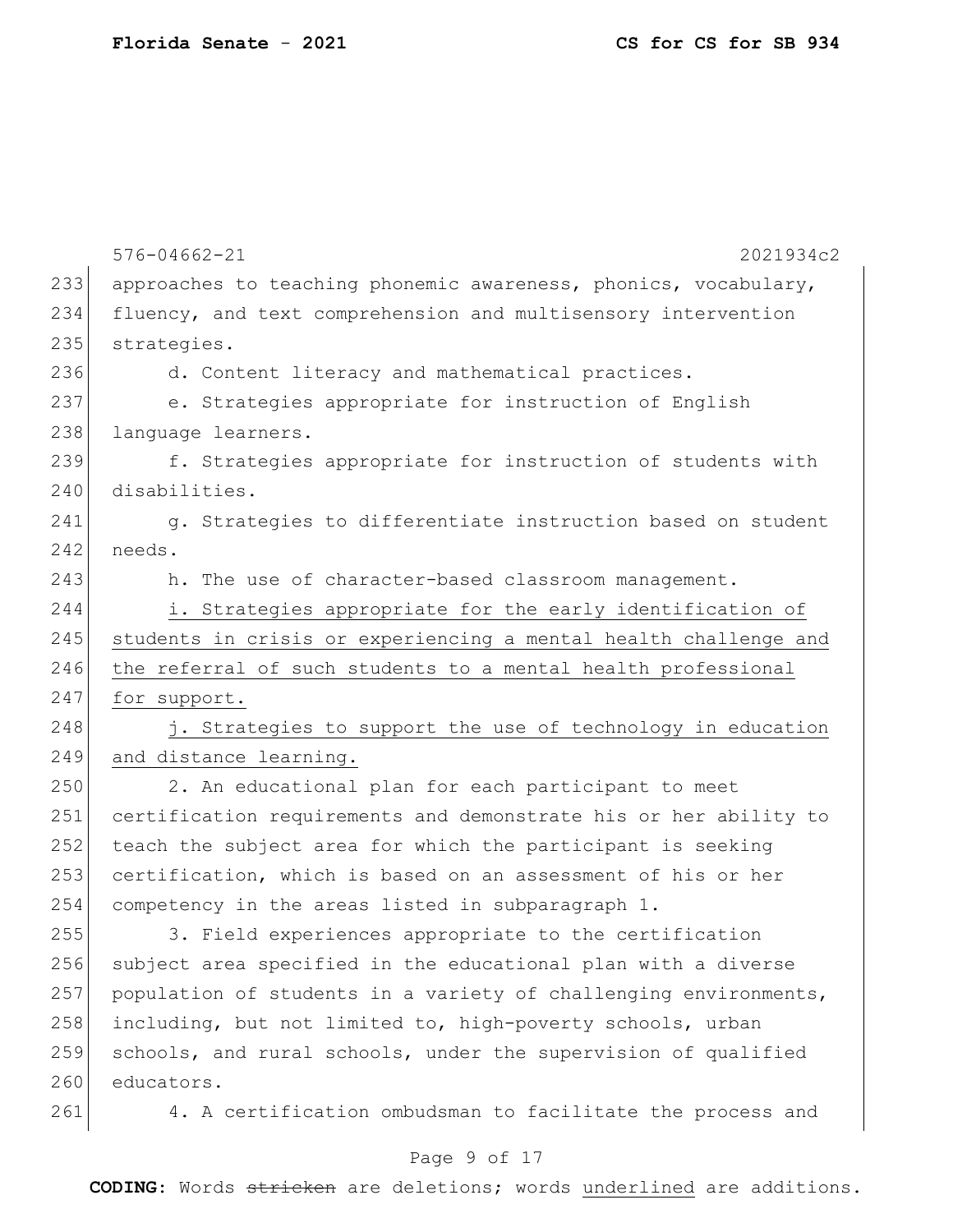576-04662-21 2021934c2

approaches to teaching phonemic awareness, phonics, vocabulary, fluency, and text comprehension and multisensory intervention strategies.

d. Content literacy and mathematical practices.

e. Strategies appropriate for instruction of English language learners.

f. Strategies appropriate for instruction of students with disabilities.

g. Strategies to differentiate instruction based on student needs.

h. The use of character-based classroom management.

<u>i. Strategies appropriate for the early identification of students in crisis or experiencing a mental health challenge and the referral of such students to a mental health professional for support.</u>

<u>j. Strategies to support the use of technology in education and distance learning.</u>

2. An educational plan for each participant to meet certification requirements and demonstrate his or her ability to teach the subject area for which the participant is seeking certification, which is based on an assessment of his or her competency in the areas listed in subparagraph 1.

3. Field experiences appropriate to the certification subject area specified in the educational plan with a diverse population of students in a variety of challenging environments, including, but not limited to, high-poverty schools, urban schools, and rural schools, under the supervision of qualified educators.

4. A certification ombudsman to facilitate the process and

**CODING:** Words ~~stricken~~ are deletions; words <u>underlined</u> are additions.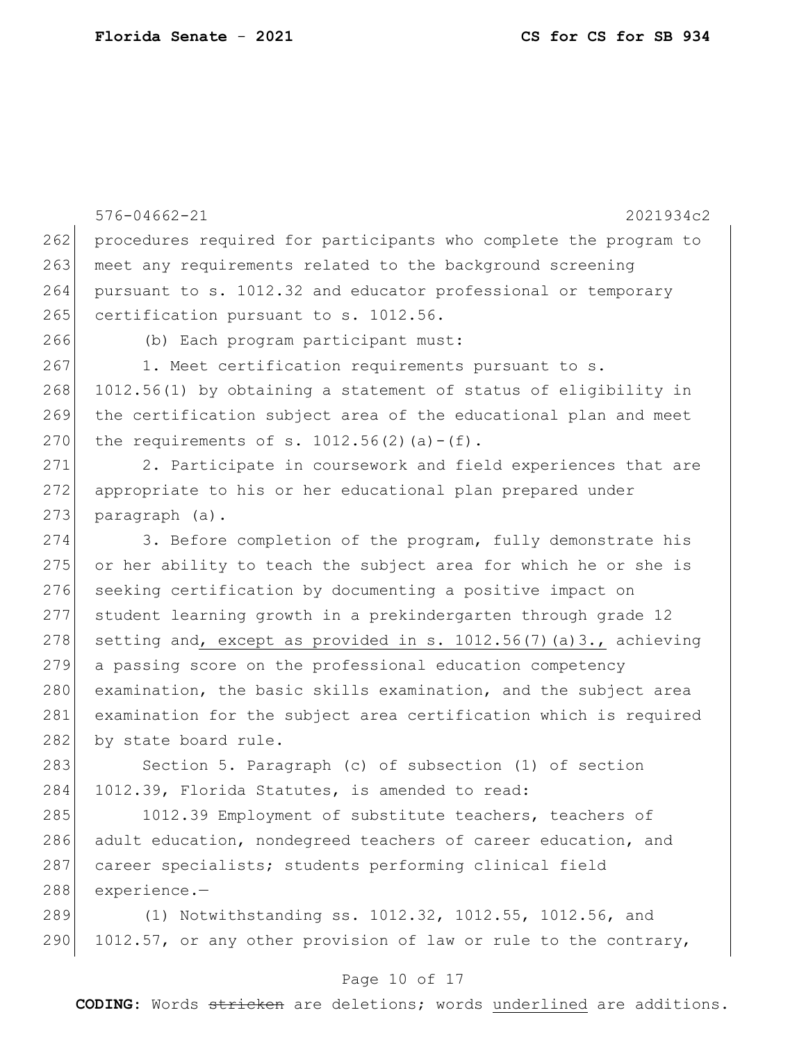576-04662-21 2021934c2

procedures required for participants who complete the program to meet any requirements related to the background screening pursuant to s. 1012.32 and educator professional or temporary certification pursuant to s. 1012.56.

(b) Each program participant must:

1. Meet certification requirements pursuant to s. 1012.56(1) by obtaining a statement of status of eligibility in the certification subject area of the educational plan and meet the requirements of s. 1012.56(2)(a)-(f).

2. Participate in coursework and field experiences that are appropriate to his or her educational plan prepared under paragraph (a).

3. Before completion of the program, fully demonstrate his or her ability to teach the subject area for which he or she is seeking certification by documenting a positive impact on student learning growth in a prekindergarten through grade 12 setting and<u>, except as provided in s. 1012.56(7)(a)3.,</u> achieving a passing score on the professional education competency examination, the basic skills examination, and the subject area examination for the subject area certification which is required by state board rule.

Section 5. Paragraph (c) of subsection (1) of section 1012.39, Florida Statutes, is amended to read:

1012.39 Employment of substitute teachers, teachers of adult education, nondegreed teachers of career education, and career specialists; students performing clinical field experience.—

(1) Notwithstanding ss. 1012.32, 1012.55, 1012.56, and 1012.57, or any other provision of law or rule to the contrary,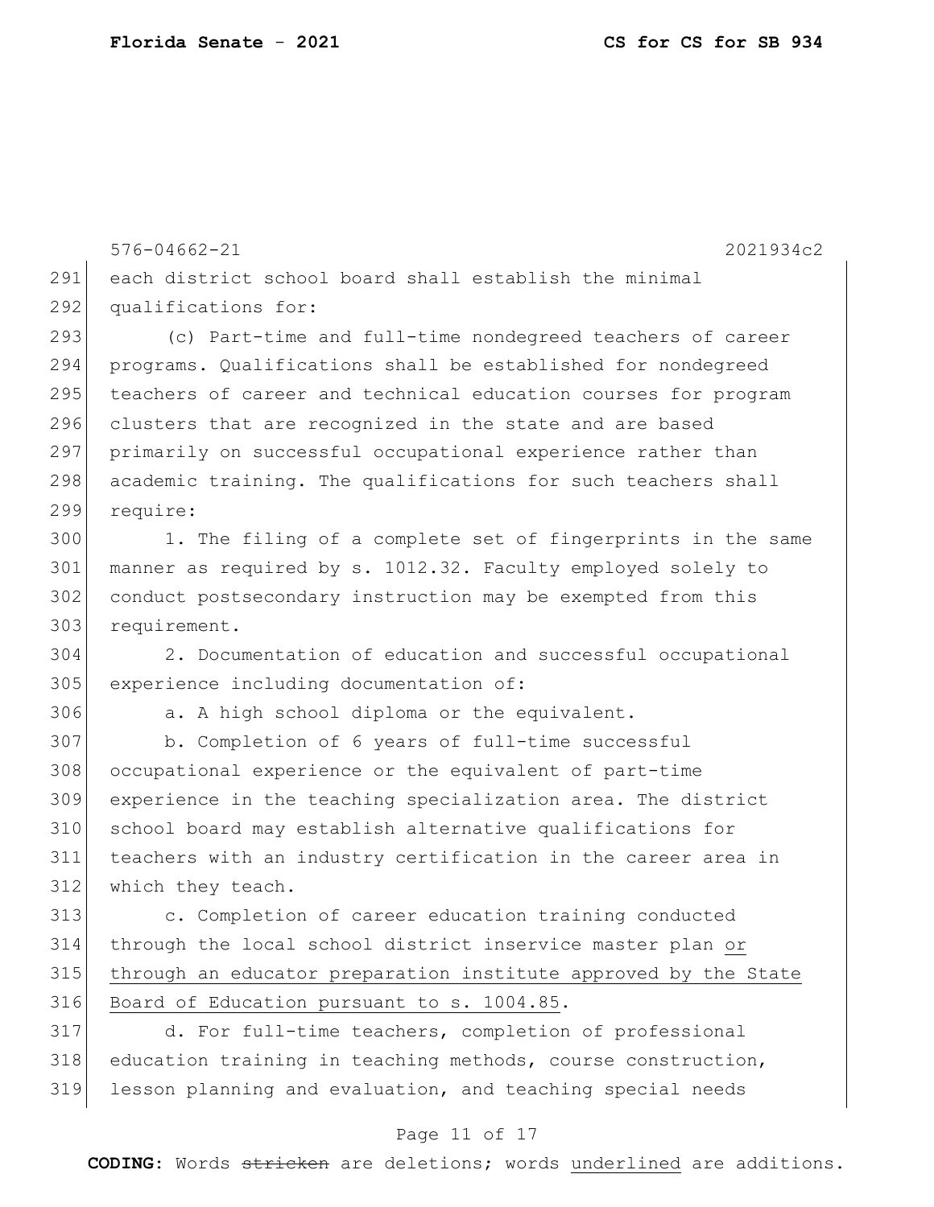each district school board shall establish the minimal qualifications for:

(c) Part-time and full-time nondegreed teachers of career programs. Qualifications shall be established for nondegreed teachers of career and technical education courses for program clusters that are recognized in the state and are based primarily on successful occupational experience rather than academic training. The qualifications for such teachers shall require:

1. The filing of a complete set of fingerprints in the same manner as required by s. 1012.32. Faculty employed solely to conduct postsecondary instruction may be exempted from this requirement.

2. Documentation of education and successful occupational experience including documentation of:

a. A high school diploma or the equivalent.

b. Completion of 6 years of full-time successful occupational experience or the equivalent of part-time experience in the teaching specialization area. The district school board may establish alternative qualifications for teachers with an industry certification in the career area in which they teach.

c. Completion of career education training conducted through the local school district inservice master plan <u>or through an educator preparation institute approved by the State Board of Education pursuant to s. 1004.85</u>.

d. For full-time teachers, completion of professional education training in teaching methods, course construction, lesson planning and evaluation, and teaching special needs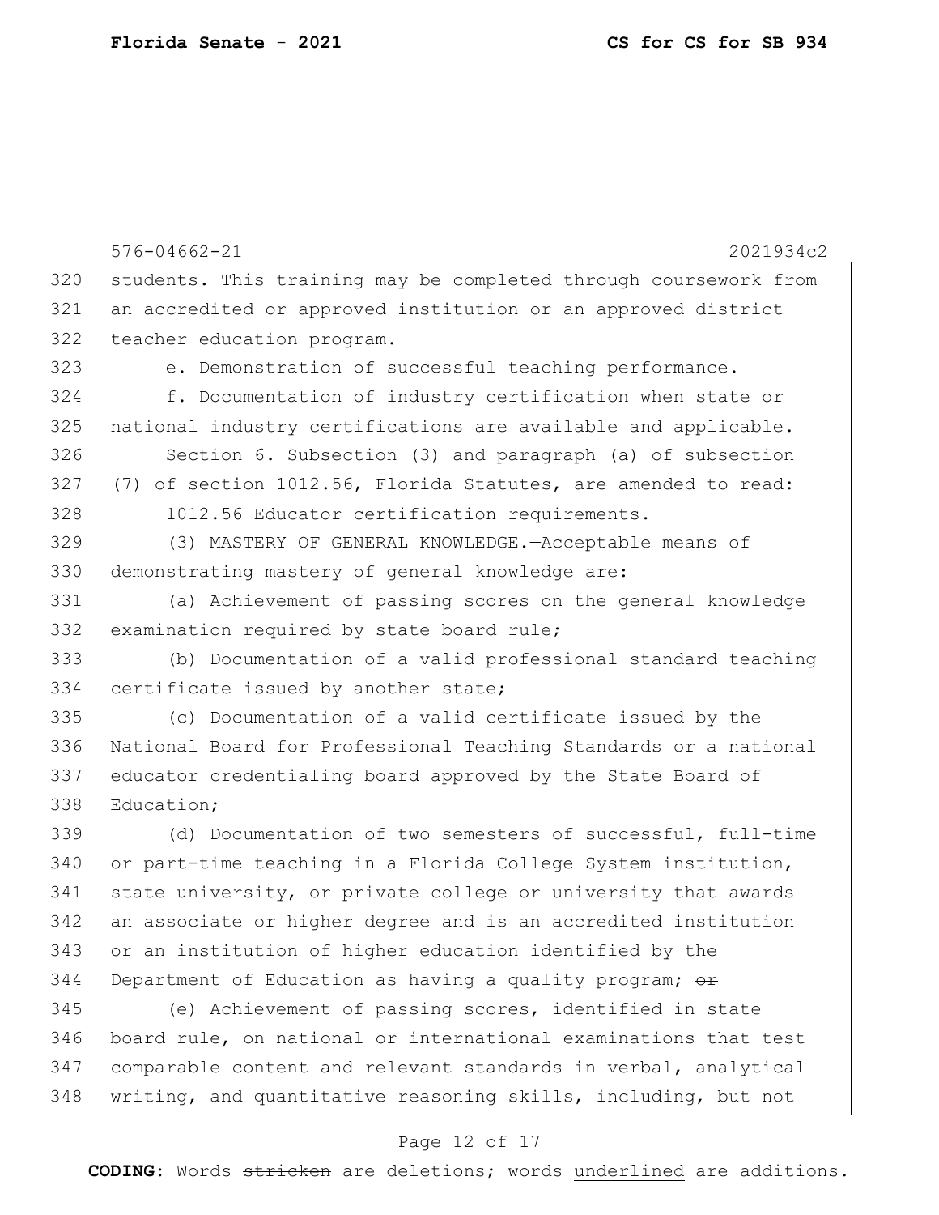students. This training may be completed through coursework from an accredited or approved institution or an approved district teacher education program.

e. Demonstration of successful teaching performance.

f. Documentation of industry certification when state or national industry certifications are available and applicable.

Section 6. Subsection (3) and paragraph (a) of subsection (7) of section 1012.56, Florida Statutes, are amended to read:

1012.56 Educator certification requirements.—

(3) MASTERY OF GENERAL KNOWLEDGE.—Acceptable means of demonstrating mastery of general knowledge are:

(a) Achievement of passing scores on the general knowledge examination required by state board rule;

(b) Documentation of a valid professional standard teaching certificate issued by another state;

(c) Documentation of a valid certificate issued by the National Board for Professional Teaching Standards or a national educator credentialing board approved by the State Board of Education;

(d) Documentation of two semesters of successful, full-time or part-time teaching in a Florida College System institution, state university, or private college or university that awards an associate or higher degree and is an accredited institution or an institution of higher education identified by the Department of Education as having a quality program; ~~or~~

(e) Achievement of passing scores, identified in state board rule, on national or international examinations that test comparable content and relevant standards in verbal, analytical writing, and quantitative reasoning skills, including, but not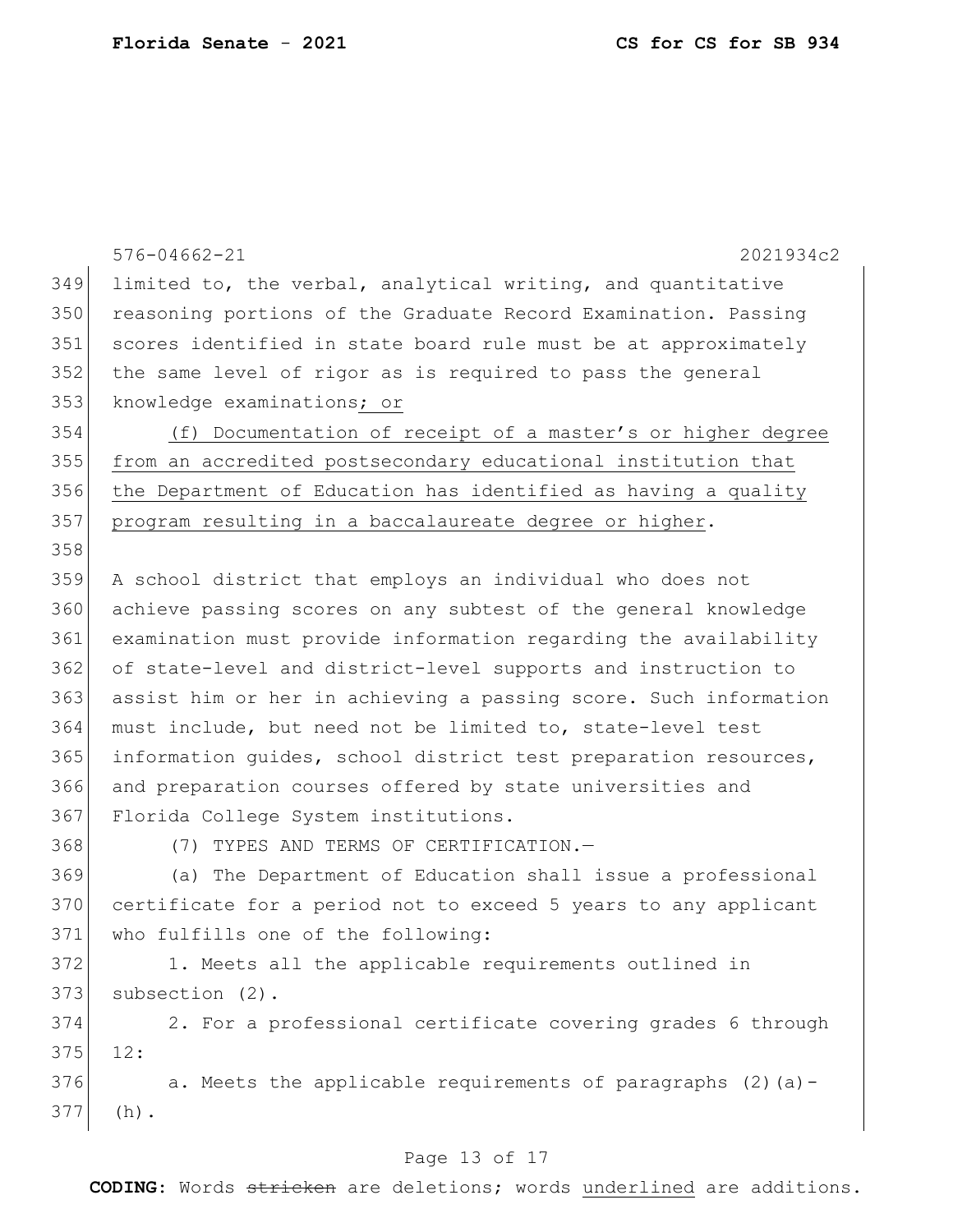limited to, the verbal, analytical writing, and quantitative reasoning portions of the Graduate Record Examination. Passing scores identified in state board rule must be at approximately the same level of rigor as is required to pass the general knowledge examinations; or

(f) Documentation of receipt of a master's or higher degree from an accredited postsecondary educational institution that the Department of Education has identified as having a quality program resulting in a baccalaureate degree or higher.

A school district that employs an individual who does not achieve passing scores on any subtest of the general knowledge examination must provide information regarding the availability of state-level and district-level supports and instruction to assist him or her in achieving a passing score. Such information must include, but need not be limited to, state-level test information guides, school district test preparation resources, and preparation courses offered by state universities and Florida College System institutions.

(7) TYPES AND TERMS OF CERTIFICATION.—

(a) The Department of Education shall issue a professional certificate for a period not to exceed 5 years to any applicant who fulfills one of the following:

1. Meets all the applicable requirements outlined in subsection (2).

2. For a professional certificate covering grades 6 through 12:

a. Meets the applicable requirements of paragraphs (2)(a)-(h).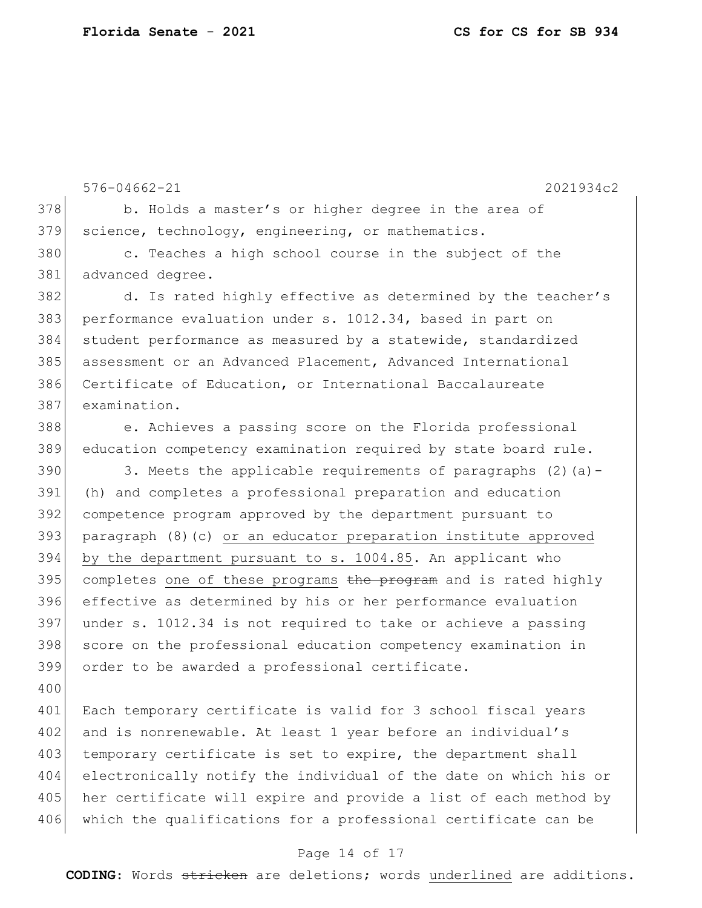b. Holds a master's or higher degree in the area of science, technology, engineering, or mathematics.

c. Teaches a high school course in the subject of the advanced degree.

d. Is rated highly effective as determined by the teacher's performance evaluation under s. 1012.34, based in part on student performance as measured by a statewide, standardized assessment or an Advanced Placement, Advanced International Certificate of Education, or International Baccalaureate examination.

e. Achieves a passing score on the Florida professional education competency examination required by state board rule.

3. Meets the applicable requirements of paragraphs (2)(a)-(h) and completes a professional preparation and education competence program approved by the department pursuant to paragraph (8)(c) <u>or an educator preparation institute approved by the department pursuant to s. 1004.85</u>. An applicant who completes <u>one of these programs</u> ~~the program~~ and is rated highly effective as determined by his or her performance evaluation under s. 1012.34 is not required to take or achieve a passing score on the professional education competency examination in order to be awarded a professional certificate.

Each temporary certificate is valid for 3 school fiscal years and is nonrenewable. At least 1 year before an individual's temporary certificate is set to expire, the department shall electronically notify the individual of the date on which his or her certificate will expire and provide a list of each method by which the qualifications for a professional certificate can be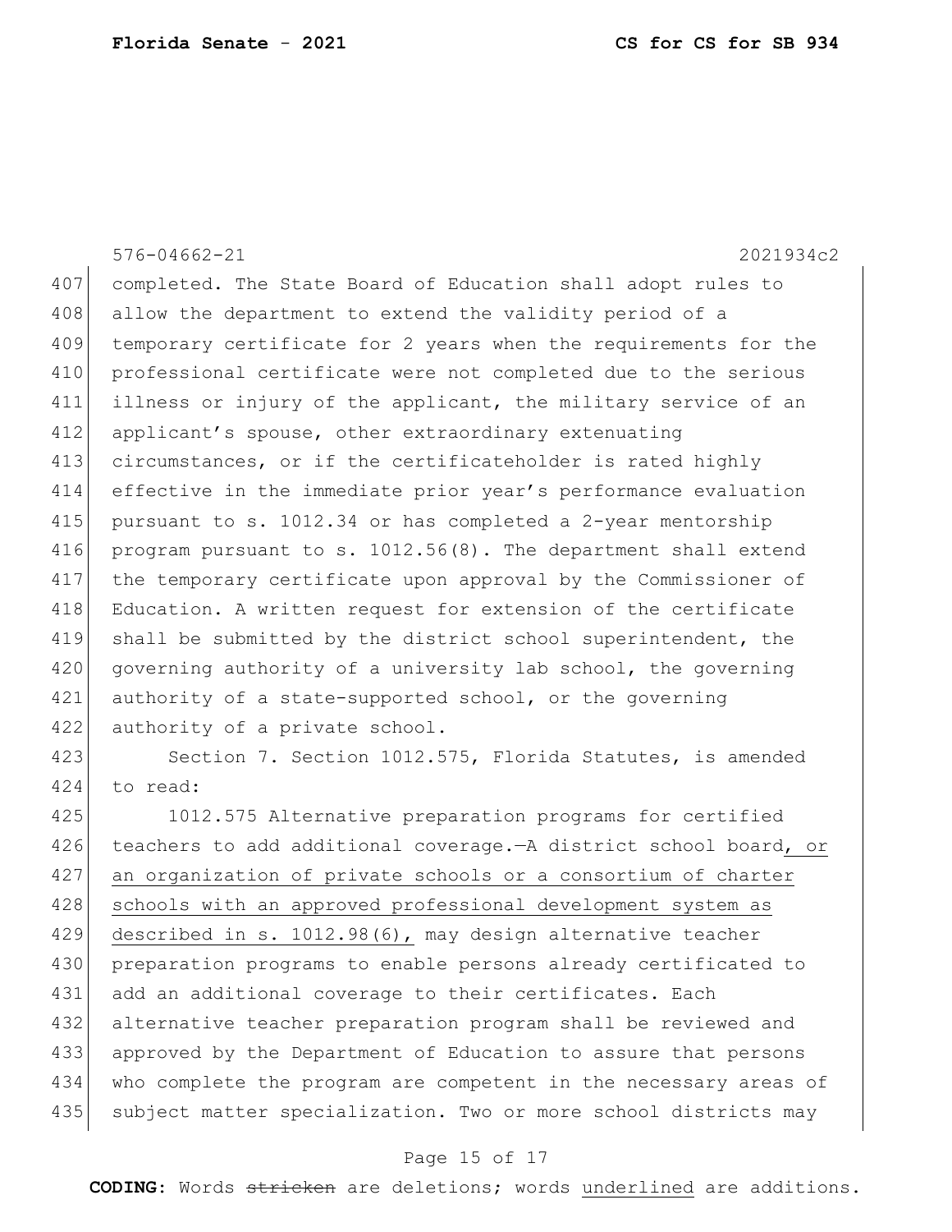576-04662-21 2021934c2

completed. The State Board of Education shall adopt rules to allow the department to extend the validity period of a temporary certificate for 2 years when the requirements for the professional certificate were not completed due to the serious illness or injury of the applicant, the military service of an applicant's spouse, other extraordinary extenuating circumstances, or if the certificateholder is rated highly effective in the immediate prior year's performance evaluation pursuant to s. 1012.34 or has completed a 2-year mentorship program pursuant to s. 1012.56(8). The department shall extend the temporary certificate upon approval by the Commissioner of Education. A written request for extension of the certificate shall be submitted by the district school superintendent, the governing authority of a university lab school, the governing authority of a state-supported school, or the governing authority of a private school.

Section 7. Section 1012.575, Florida Statutes, is amended to read:

1012.575 Alternative preparation programs for certified teachers to add additional coverage.—A district school board<u>, or an organization of private schools or a consortium of charter schools with an approved professional development system as described in s. 1012.98(6),</u> may design alternative teacher preparation programs to enable persons already certificated to add an additional coverage to their certificates. Each alternative teacher preparation program shall be reviewed and approved by the Department of Education to assure that persons who complete the program are competent in the necessary areas of subject matter specialization. Two or more school districts may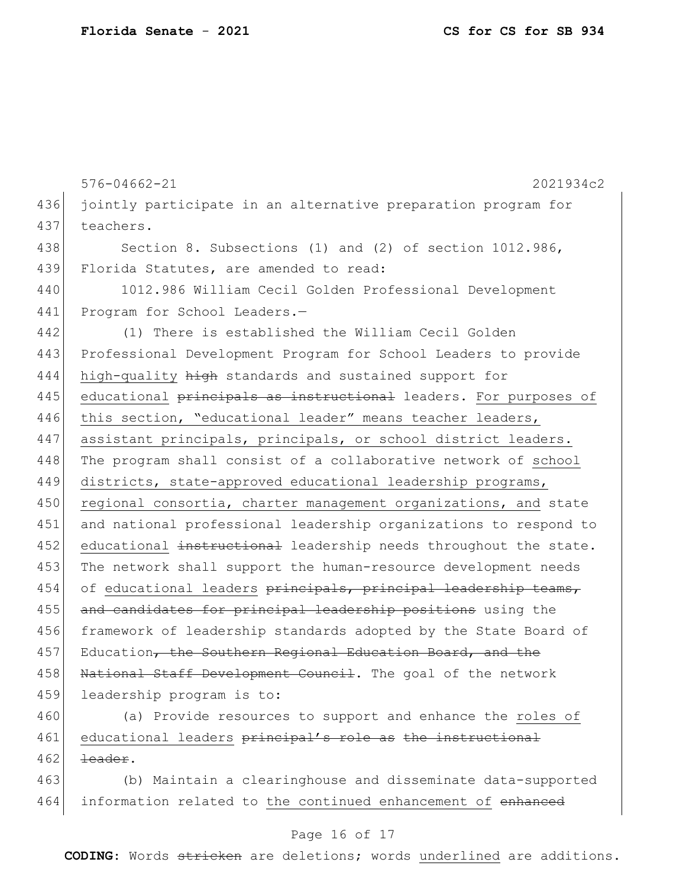jointly participate in an alternative preparation program for teachers.

Section 8. Subsections (1) and (2) of section 1012.986, Florida Statutes, are amended to read:

1012.986 William Cecil Golden Professional Development Program for School Leaders.—

(1) There is established the William Cecil Golden Professional Development Program for School Leaders to provide <u>high-quality</u> ~~high~~ standards and sustained support for <u>educational</u> ~~principals as instructional~~ leaders. <u>For purposes of this section, "educational leader" means teacher leaders, assistant principals, principals, or school district leaders.</u> The program shall consist of a collaborative network of <u>school districts, state-approved educational leadership programs, regional consortia, charter management organizations, and</u> state and national professional leadership organizations to respond to <u>educational</u> ~~instructional~~ leadership needs throughout the state. The network shall support the human-resource development needs of <u>educational leaders</u> ~~principals, principal leadership teams, and candidates for principal leadership positions~~ using the framework of leadership standards adopted by the State Board of Education~~, the Southern Regional Education Board, and the National Staff Development Council~~. The goal of the network leadership program is to:

(a) Provide resources to support and enhance the <u>roles of educational leaders</u> ~~principal's role as the instructional leader~~.

(b) Maintain a clearinghouse and disseminate data-supported information related to <u>the continued enhancement of</u> ~~enhanced~~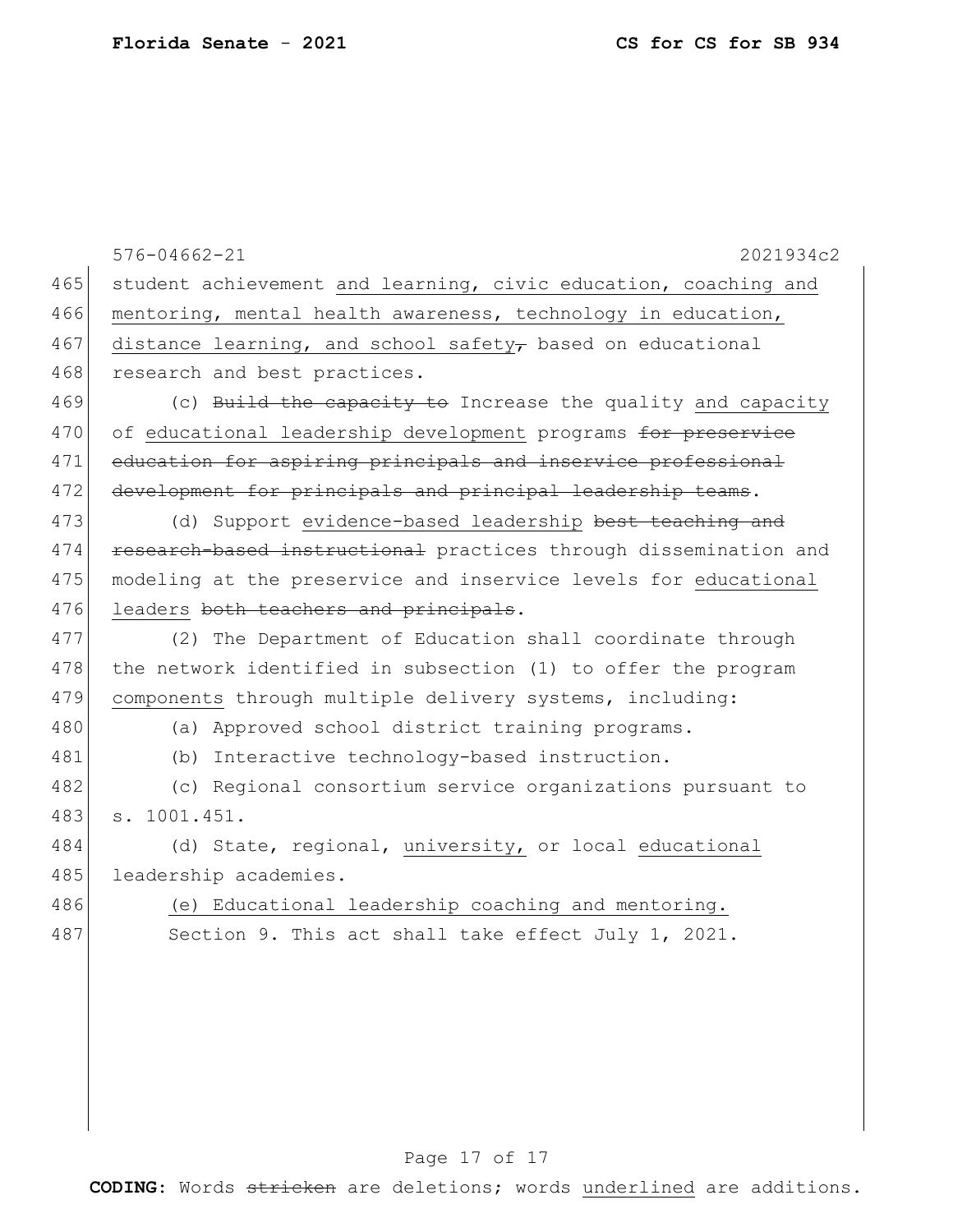student achievement and learning, civic education, coaching and mentoring, mental health awareness, technology in education, distance learning, and school safety, based on educational research and best practices.

(c) Build the capacity to Increase the quality and capacity of educational leadership development programs for preservice education for aspiring principals and inservice professional development for principals and principal leadership teams.

(d) Support evidence-based leadership best teaching and research-based instructional practices through dissemination and modeling at the preservice and inservice levels for educational leaders both teachers and principals.

(2) The Department of Education shall coordinate through the network identified in subsection (1) to offer the program components through multiple delivery systems, including:

(a) Approved school district training programs.

(b) Interactive technology-based instruction.

(c) Regional consortium service organizations pursuant to s. 1001.451.

(d) State, regional, university, or local educational leadership academies.

(e) Educational leadership coaching and mentoring.

Section 9. This act shall take effect July 1, 2021.